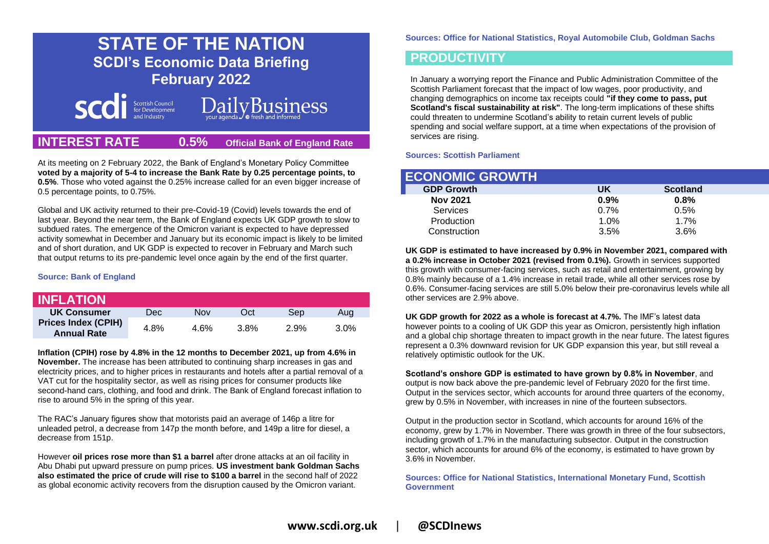# STATE OF THE NATION

## SCDI's Economic Data Briefing

## February 2022

scdi Scottish Council for Development and Industry

DailyBusiness your agenda fresh and informed

## INTEREST RATE 0.5% Official Bank of England Rate

At its meeting on 2 February 2022, the Bank of England's Monetary Policy Committee **voted by a majority of 5-4 to increase the Bank Rate by 0.25 percentage points, to 0.5%**. Those who voted against the 0.25% increase called for an even bigger increase of 0.5 percentage points, to 0.75%.

Global and UK activity returned to their pre-Covid-19 (Covid) levels towards the end of last year. Beyond the near term, the Bank of England expects UK GDP growth to slow to subdued rates. The emergence of the Omicron variant is expected to have depressed activity somewhat in December and January but its economic impact is likely to be limited and of short duration, and UK GDP is expected to recover in February and March such that output returns to its pre-pandemic level once again by the end of the first quarter.

**Source: Bank of England**

## INFLATION

| UK Consumer Prices Index (CPIH) Annual Rate | Dec | Nov | Oct | Sep | Aug |
|---|---|---|---|---|---|
| | 4.8% | 4.6% | 3.8% | 2.9% | 3.0% |

**Inflation (CPIH) rose by 4.8% in the 12 months to December 2021, up from 4.6% in November.** The increase has been attributed to continuing sharp increases in gas and electricity prices, and to higher prices in restaurants and hotels after a partial removal of a VAT cut for the hospitality sector, as well as rising prices for consumer products like second-hand cars, clothing, and food and drink. The Bank of England forecast inflation to rise to around 5% in the spring of this year.

The RAC's January figures show that motorists paid an average of 146p a litre for unleaded petrol, a decrease from 147p the month before, and 149p a litre for diesel, a decrease from 151p.

However **oil prices rose more than $1 a barrel** after drone attacks at an oil facility in Abu Dhabi put upward pressure on pump prices. **US investment bank Goldman Sachs also estimated the price of crude will rise to $100 a barrel** in the second half of 2022 as global economic activity recovers from the disruption caused by the Omicron variant.

**Sources: Office for National Statistics, Royal Automobile Club, Goldman Sachs**

## PRODUCTIVITY

In January a worrying report the Finance and Public Administration Committee of the Scottish Parliament forecast that the impact of low wages, poor productivity, and changing demographics on income tax receipts could **"if they come to pass, put Scotland's fiscal sustainability at risk"**. The long-term implications of these shifts could threaten to undermine Scotland's ability to retain current levels of public spending and social welfare support, at a time when expectations of the provision of services are rising.

**Sources: Scottish Parliament**

## ECONOMIC GROWTH

| GDP Growth | UK | Scotland |
|---|---|---|
| **Nov 2021** | **0.9%** | **0.8%** |
| Services | 0.7% | 0.5% |
| Production | 1.0% | 1.7% |
| Construction | 3.5% | 3.6% |

**UK GDP is estimated to have increased by 0.9% in November 2021, compared with a 0.2% increase in October 2021 (revised from 0.1%).** Growth in services supported this growth with consumer-facing services, such as retail and entertainment, growing by 0.8% mainly because of a 1.4% increase in retail trade, while all other services rose by 0.6%. Consumer-facing services are still 5.0% below their pre-coronavirus levels while all other services are 2.9% above.

**UK GDP growth for 2022 as a whole is forecast at 4.7%.** The IMF's latest data however points to a cooling of UK GDP this year as Omicron, persistently high inflation and a global chip shortage threaten to impact growth in the near future. The latest figures represent a 0.3% downward revision for UK GDP expansion this year, but still reveal a relatively optimistic outlook for the UK.

**Scotland's onshore GDP is estimated to have grown by 0.8% in November**, and output is now back above the pre-pandemic level of February 2020 for the first time. Output in the services sector, which accounts for around three quarters of the economy, grew by 0.5% in November, with increases in nine of the fourteen subsectors.

Output in the production sector in Scotland, which accounts for around 16% of the economy, grew by 1.7% in November. There was growth in three of the four subsectors, including growth of 1.7% in the manufacturing subsector. Output in the construction sector, which accounts for around 6% of the economy, is estimated to have grown by 3.6% in November.

**Sources: Office for National Statistics, International Monetary Fund, Scottish Government**

**www.scdi.org.uk | @SCDInews**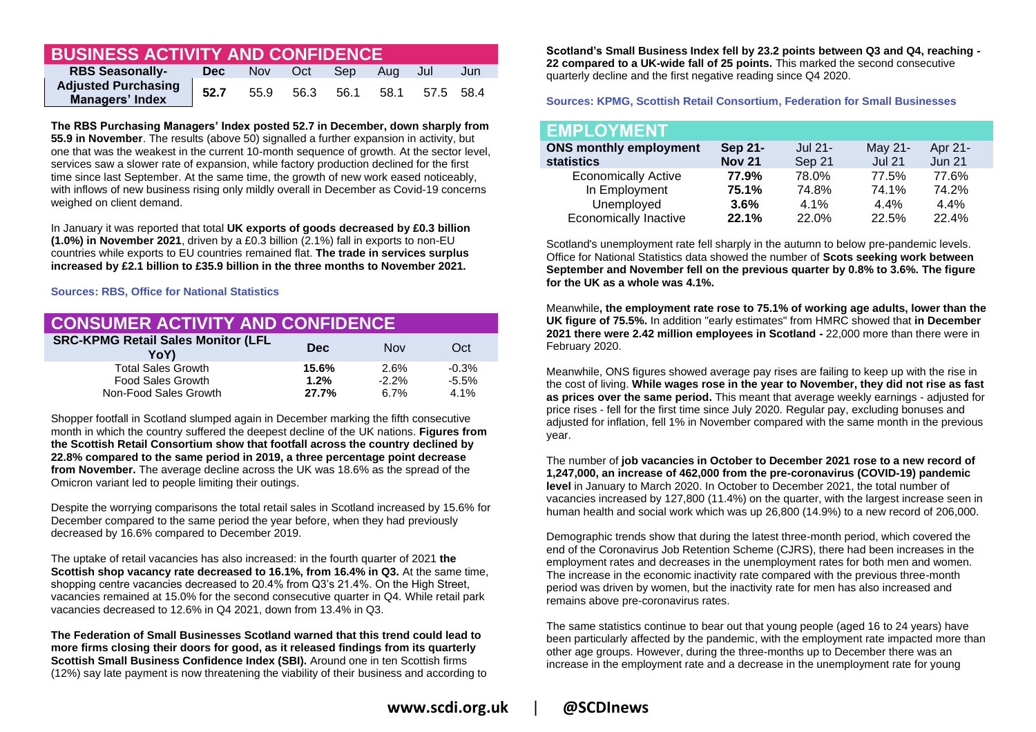## BUSINESS ACTIVITY AND CONFIDENCE

| RBS Seasonally-Adjusted Purchasing Managers' Index | Dec | Nov | Oct | Sep | Aug | Jul | Jun |
|---|---|---|---|---|---|---|---|
| | **52.7** | 55.9 | 56.3 | 56.1 | 58.1 | 57.5 | 58.4 |

**The RBS Purchasing Managers' Index posted 52.7 in December, down sharply from 55.9 in November**. The results (above 50) signalled a further expansion in activity, but one that was the weakest in the current 10-month sequence of growth. At the sector level, services saw a slower rate of expansion, while factory production declined for the first time since last September. At the same time, the growth of new work eased noticeably, with inflows of new business rising only mildly overall in December as Covid-19 concerns weighed on client demand.

In January it was reported that total **UK exports of goods decreased by £0.3 billion (1.0%) in November 2021**, driven by a £0.3 billion (2.1%) fall in exports to non-EU countries while exports to EU countries remained flat. **The trade in services surplus increased by £2.1 billion to £35.9 billion in the three months to November 2021.**

**Sources: RBS, Office for National Statistics**

## CONSUMER ACTIVITY AND CONFIDENCE

| SRC-KPMG Retail Sales Monitor (LFL YoY) | Dec | Nov | Oct |
|---|---|---|---|
| Total Sales Growth | **15.6%** | 2.6% | -0.3% |
| Food Sales Growth | **1.2%** | -2.2% | -5.5% |
| Non-Food Sales Growth | **27.7%** | 6.7% | 4.1% |

Shopper footfall in Scotland slumped again in December marking the fifth consecutive month in which the country suffered the deepest decline of the UK nations. **Figures from the Scottish Retail Consortium show that footfall across the country declined by 22.8% compared to the same period in 2019, a three percentage point decrease from November.** The average decline across the UK was 18.6% as the spread of the Omicron variant led to people limiting their outings.

Despite the worrying comparisons the total retail sales in Scotland increased by 15.6% for December compared to the same period the year before, when they had previously decreased by 16.6% compared to December 2019.

The uptake of retail vacancies has also increased: in the fourth quarter of 2021 **the Scottish shop vacancy rate decreased to 16.1%, from 16.4% in Q3.** At the same time, shopping centre vacancies decreased to 20.4% from Q3's 21.4%. On the High Street, vacancies remained at 15.0% for the second consecutive quarter in Q4. While retail park vacancies decreased to 12.6% in Q4 2021, down from 13.4% in Q3.

**The Federation of Small Businesses Scotland warned that this trend could lead to more firms closing their doors for good, as it released findings from its quarterly Scottish Small Business Confidence Index (SBI).** Around one in ten Scottish firms (12%) say late payment is now threatening the viability of their business and according to **Scotland's Small Business Index fell by 23.2 points between Q3 and Q4, reaching -22 compared to a UK-wide fall of 25 points.** This marked the second consecutive quarterly decline and the first negative reading since Q4 2020.

**Sources: KPMG, Scottish Retail Consortium, Federation for Small Businesses**

## EMPLOYMENT

| ONS monthly employment statistics | Sep 21-Nov 21 | Jul 21-Sep 21 | May 21-Jul 21 | Apr 21-Jun 21 |
|---|---|---|---|---|
| Economically Active | **77.9%** | 78.0% | 77.5% | 77.6% |
| In Employment | **75.1%** | 74.8% | 74.1% | 74.2% |
| Unemployed | **3.6%** | 4.1% | 4.4% | 4.4% |
| Economically Inactive | **22.1%** | 22.0% | 22.5% | 22.4% |

Scotland's unemployment rate fell sharply in the autumn to below pre-pandemic levels. Office for National Statistics data showed the number of **Scots seeking work between September and November fell on the previous quarter by 0.8% to 3.6%. The figure for the UK as a whole was 4.1%.**

Meanwhile**, the employment rate rose to 75.1% of working age adults, lower than the UK figure of 75.5%.** In addition "early estimates" from HMRC showed that **in December 2021 there were 2.42 million employees in Scotland -** 22,000 more than there were in February 2020.

Meanwhile, ONS figures showed average pay rises are failing to keep up with the rise in the cost of living. **While wages rose in the year to November, they did not rise as fast as prices over the same period.** This meant that average weekly earnings - adjusted for price rises - fell for the first time since July 2020. Regular pay, excluding bonuses and adjusted for inflation, fell 1% in November compared with the same month in the previous year.

The number of **job vacancies in October to December 2021 rose to a new record of 1,247,000, an increase of 462,000 from the pre-coronavirus (COVID-19) pandemic level** in January to March 2020. In October to December 2021, the total number of vacancies increased by 127,800 (11.4%) on the quarter, with the largest increase seen in human health and social work which was up 26,800 (14.9%) to a new record of 206,000.

Demographic trends show that during the latest three-month period, which covered the end of the Coronavirus Job Retention Scheme (CJRS), there had been increases in the employment rates and decreases in the unemployment rates for both men and women. The increase in the economic inactivity rate compared with the previous three-month period was driven by women, but the inactivity rate for men has also increased and remains above pre-coronavirus rates.

The same statistics continue to bear out that young people (aged 16 to 24 years) have been particularly affected by the pandemic, with the employment rate impacted more than other age groups. However, during the three-months up to December there was an increase in the employment rate and a decrease in the unemployment rate for young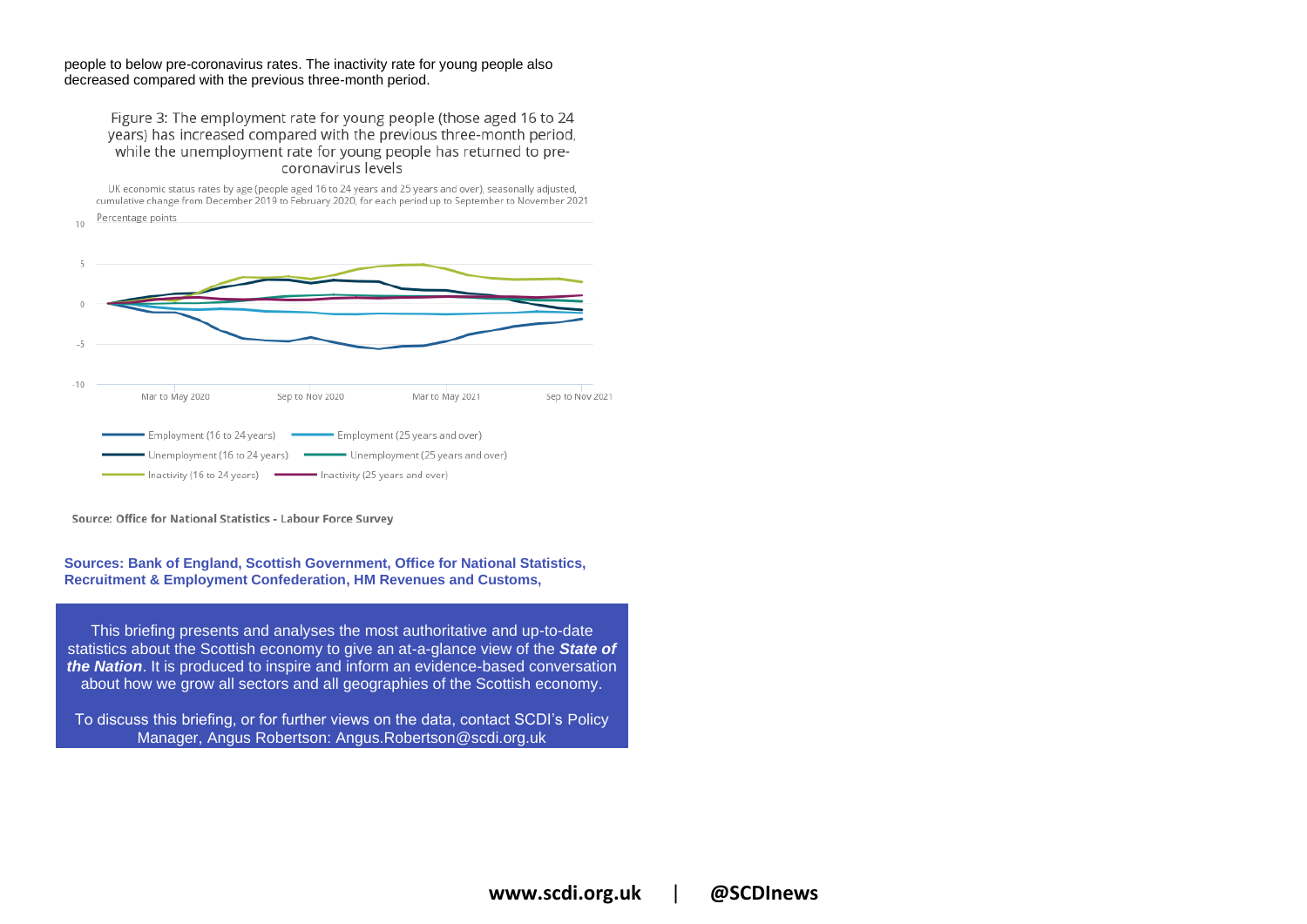people to below pre-coronavirus rates. The inactivity rate for young people also decreased compared with the previous three-month period.

Figure 3: The employment rate for young people (those aged 16 to 24 years) has increased compared with the previous three-month period, while the unemployment rate for young people has returned to pre-coronavirus levels

UK economic status rates by age (people aged 16 to 24 years and 25 years and over), seasonally adjusted, cumulative change from December 2019 to February 2020, for each period up to September to November 2021

Percentage points

10
5
0
-5
-10

Mar to May 2020
Sep to Nov 2020
Mar to May 2021
Sep to Nov 2021

Employment (16 to 24 years)
Employment (25 years and over)
Unemployment (16 to 24 years)
Unemployment (25 years and over)
Inactivity (16 to 24 years)
Inactivity (25 years and over)

Source: Office for National Statistics - Labour Force Survey

**Sources: Bank of England, Scottish Government, Office for National Statistics, Recruitment & Employment Confederation, HM Revenues and Customs,**

This briefing presents and analyses the most authoritative and up-to-date statistics about the Scottish economy to give an at-a-glance view of the ***State of the Nation***. It is produced to inspire and inform an evidence-based conversation about how we grow all sectors and all geographies of the Scottish economy.

To discuss this briefing, or for further views on the data, contact SCDI's Policy Manager, Angus Robertson: Angus.Robertson@scdi.org.uk